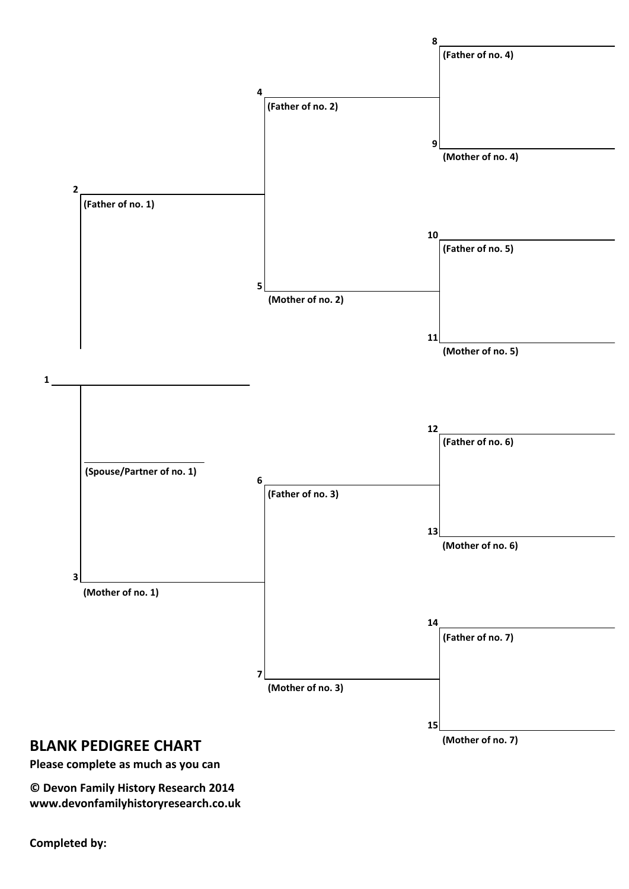8
(Father of no. 4)

4
(Father of no. 2)

9
(Mother of no. 4)

2
(Father of no. 1)

10
(Father of no. 5)

5
(Mother of no. 2)

11
(Mother of no. 5)

1

12
(Father of no. 6)

(Spouse/Partner of no. 1)

6
(Father of no. 3)

13
(Mother of no. 6)

3
(Mother of no. 1)

14
(Father of no. 7)

7
(Mother of no. 3)

15
(Mother of no. 7)

## BLANK PEDIGREE CHART

**Please complete as much as you can**

**© Devon Family History Research 2014**
**www.devonfamilyhistoryresearch.co.uk**

**Completed by:**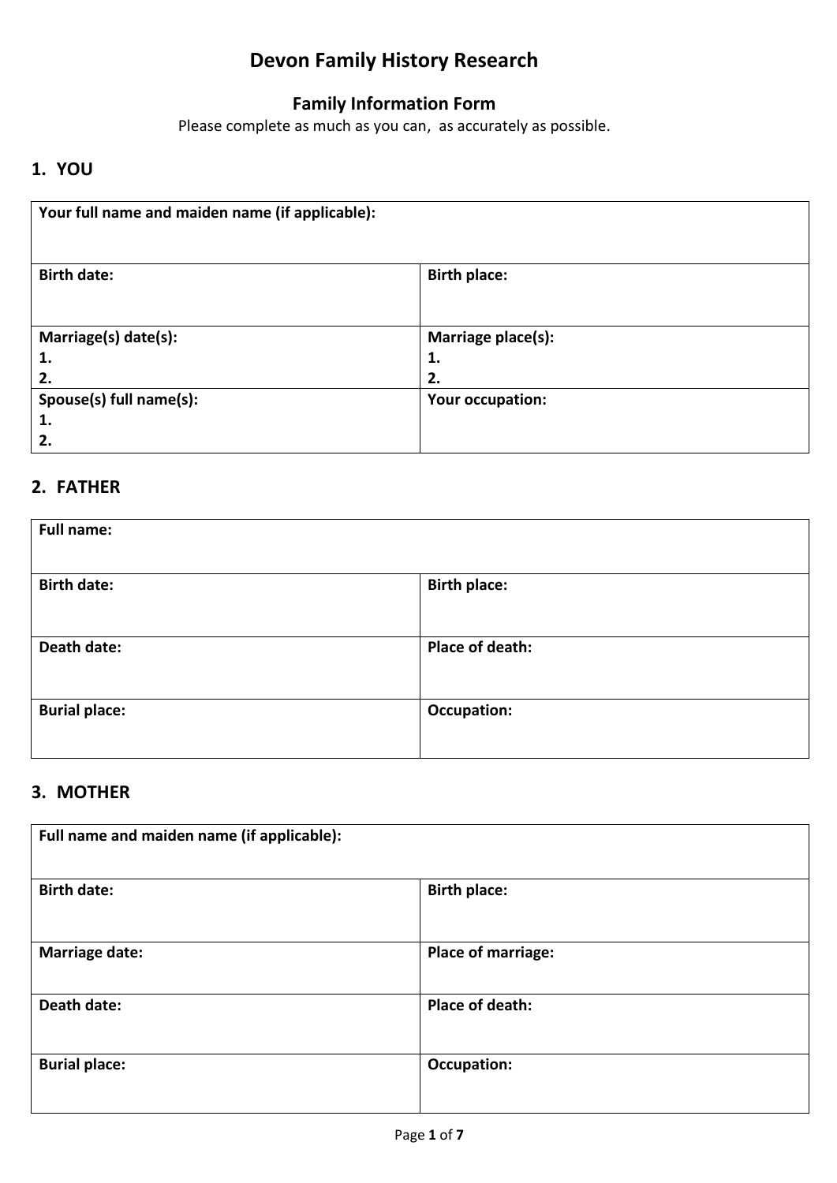# Devon Family History Research

## Family Information Form

Please complete as much as you can, as accurately as possible.

## 1. YOU

| **Your full name and maiden name (if applicable):** | |
|---|---|
| **Birth date:** | **Birth place:** |
| **Marriage(s) date(s):**<br>**1.**<br>**2.** | **Marriage place(s):**<br>**1.**<br>**2.** |
| **Spouse(s) full name(s):**<br>**1.**<br>**2.** | **Your occupation:** |

## 2. FATHER

| **Full name:** | |
|---|---|
| **Birth date:** | **Birth place:** |
| **Death date:** | **Place of death:** |
| **Burial place:** | **Occupation:** |

## 3. MOTHER

| **Full name and maiden name (if applicable):** | |
|---|---|
| **Birth date:** | **Birth place:** |
| **Marriage date:** | **Place of marriage:** |
| **Death date:** | **Place of death:** |
| **Burial place:** | **Occupation:** |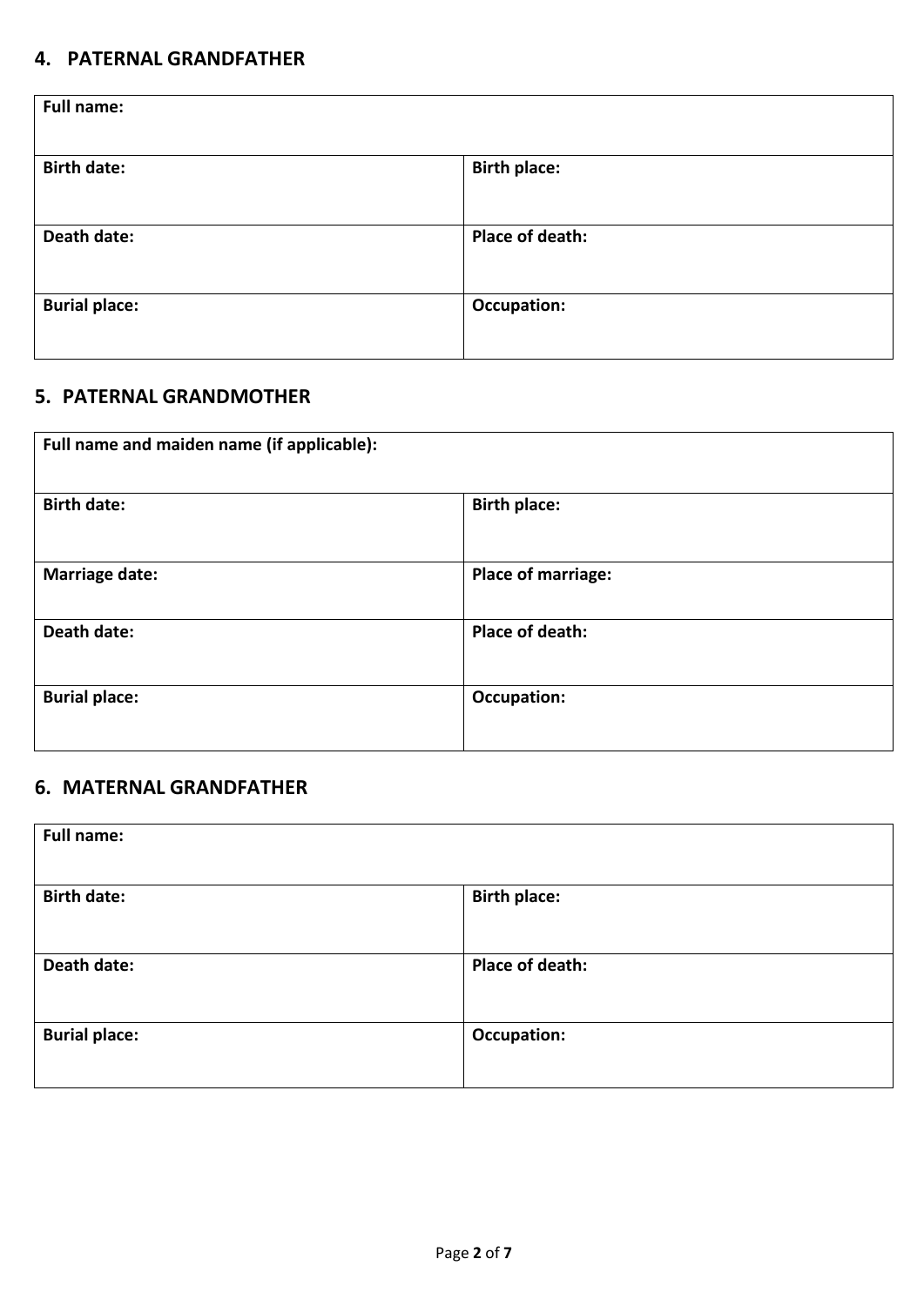## 4. PATERNAL GRANDFATHER

| **Full name:** | |
|---|---|
| **Birth date:** | **Birth place:** |
| **Death date:** | **Place of death:** |
| **Burial place:** | **Occupation:** |

## 5. PATERNAL GRANDMOTHER

| **Full name and maiden name (if applicable):** | |
|---|---|
| **Birth date:** | **Birth place:** |
| **Marriage date:** | **Place of marriage:** |
| **Death date:** | **Place of death:** |
| **Burial place:** | **Occupation:** |

## 6. MATERNAL GRANDFATHER

| **Full name:** | |
|---|---|
| **Birth date:** | **Birth place:** |
| **Death date:** | **Place of death:** |
| **Burial place:** | **Occupation:** |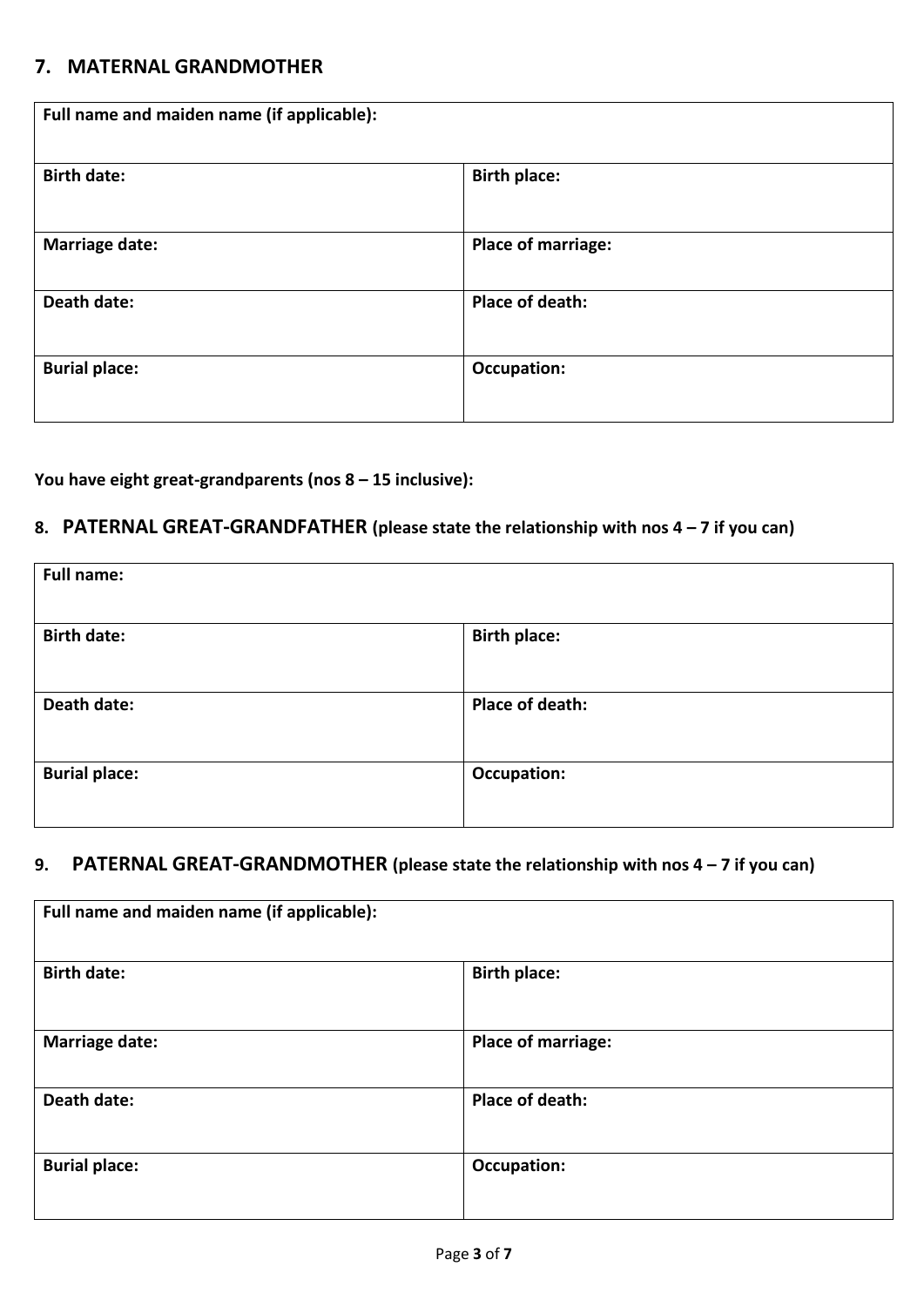## 7. MATERNAL GRANDMOTHER

| Full name and maiden name (if applicable): | |
|---|---|
| **Birth date:** | **Birth place:** |
| **Marriage date:** | **Place of marriage:** |
| **Death date:** | **Place of death:** |
| **Burial place:** | **Occupation:** |

**You have eight great-grandparents (nos 8 – 15 inclusive):**

## 8. PATERNAL GREAT-GRANDFATHER (please state the relationship with nos 4 – 7 if you can)

| Full name: | |
|---|---|
| **Birth date:** | **Birth place:** |
| **Death date:** | **Place of death:** |
| **Burial place:** | **Occupation:** |

## 9. PATERNAL GREAT-GRANDMOTHER (please state the relationship with nos 4 – 7 if you can)

| Full name and maiden name (if applicable): | |
|---|---|
| **Birth date:** | **Birth place:** |
| **Marriage date:** | **Place of marriage:** |
| **Death date:** | **Place of death:** |
| **Burial place:** | **Occupation:** |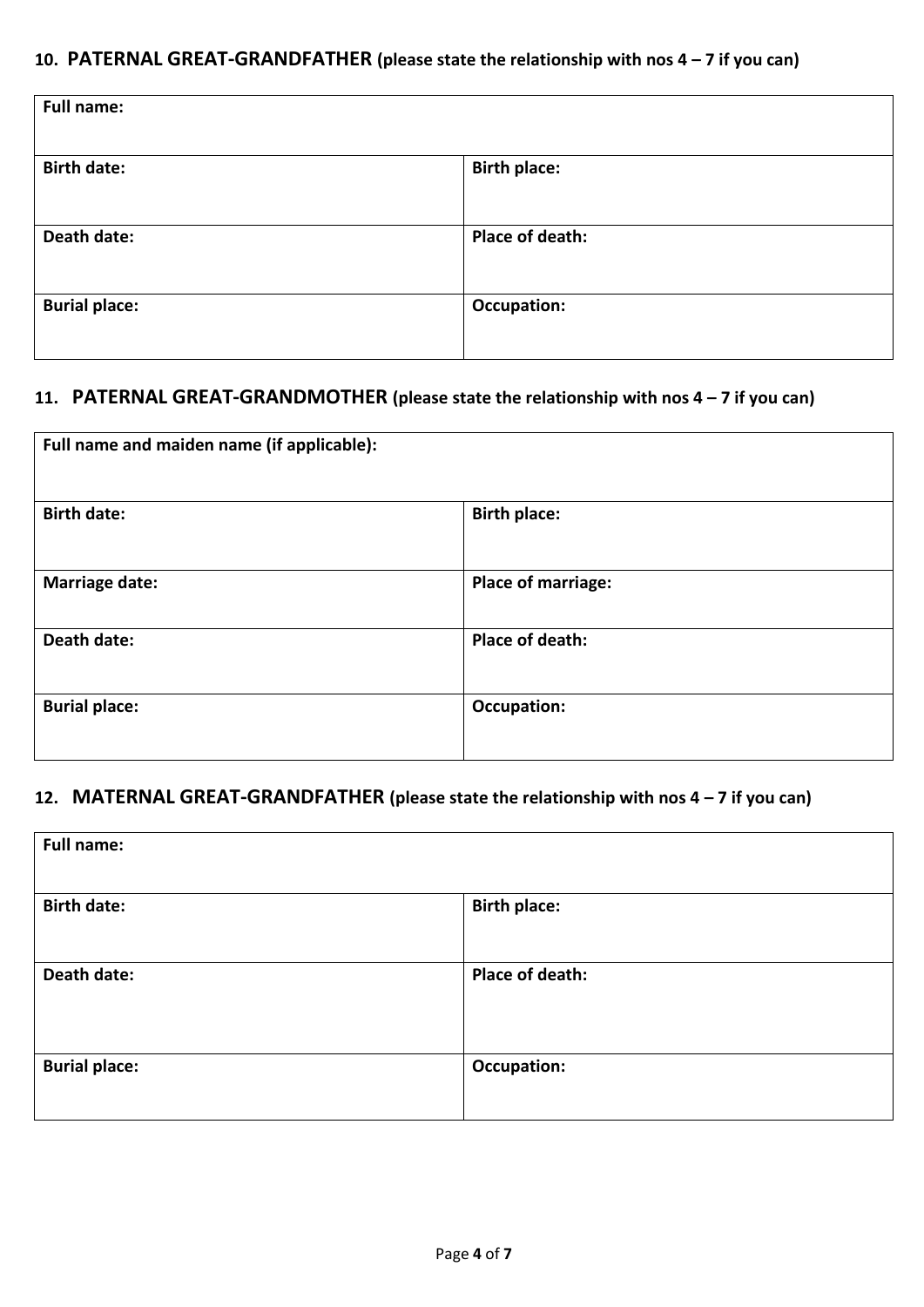## 10. PATERNAL GREAT-GRANDFATHER (please state the relationship with nos 4 – 7 if you can)

| **Full name:** | |
|---|---|
| **Birth date:** | **Birth place:** |
| **Death date:** | **Place of death:** |
| **Burial place:** | **Occupation:** |

## 11. PATERNAL GREAT-GRANDMOTHER (please state the relationship with nos 4 – 7 if you can)

| **Full name and maiden name (if applicable):** | |
|---|---|
| **Birth date:** | **Birth place:** |
| **Marriage date:** | **Place of marriage:** |
| **Death date:** | **Place of death:** |
| **Burial place:** | **Occupation:** |

## 12. MATERNAL GREAT-GRANDFATHER (please state the relationship with nos 4 – 7 if you can)

| **Full name:** | |
|---|---|
| **Birth date:** | **Birth place:** |
| **Death date:** | **Place of death:** |
| **Burial place:** | **Occupation:** |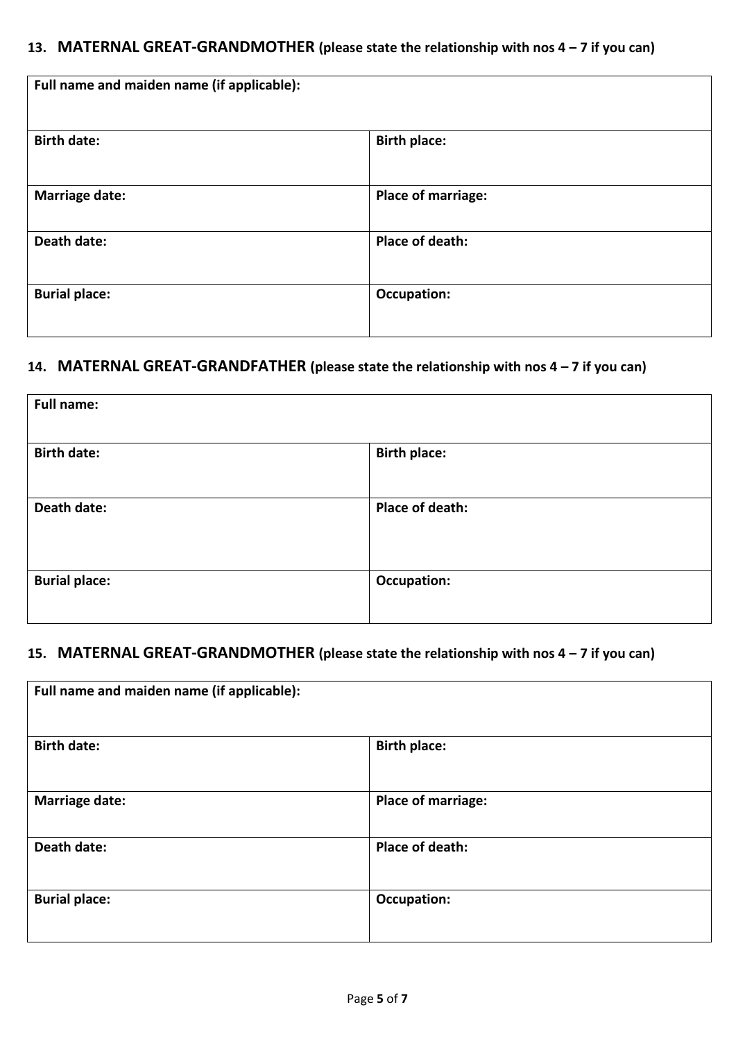## 13. MATERNAL GREAT-GRANDMOTHER (please state the relationship with nos 4 – 7 if you can)

| **Full name and maiden name (if applicable):** | |
|---|---|
| **Birth date:** | **Birth place:** |
| **Marriage date:** | **Place of marriage:** |
| **Death date:** | **Place of death:** |
| **Burial place:** | **Occupation:** |

## 14. MATERNAL GREAT-GRANDFATHER (please state the relationship with nos 4 – 7 if you can)

| **Full name:** | |
|---|---|
| **Birth date:** | **Birth place:** |
| **Death date:** | **Place of death:** |
| **Burial place:** | **Occupation:** |

## 15. MATERNAL GREAT-GRANDMOTHER (please state the relationship with nos 4 – 7 if you can)

| **Full name and maiden name (if applicable):** | |
|---|---|
| **Birth date:** | **Birth place:** |
| **Marriage date:** | **Place of marriage:** |
| **Death date:** | **Place of death:** |
| **Burial place:** | **Occupation:** |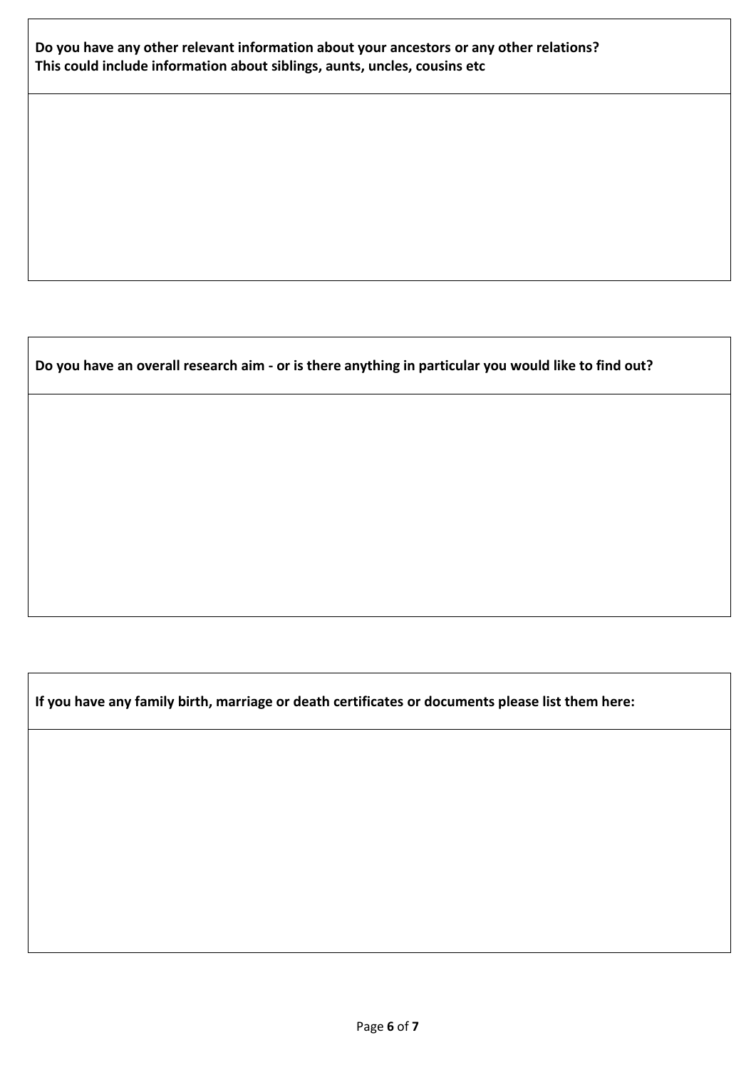**Do you have any other relevant information about your ancestors or any other relations?**
**This could include information about siblings, aunts, uncles, cousins etc**

**Do you have an overall research aim - or is there anything in particular you would like to find out?**

**If you have any family birth, marriage or death certificates or documents please list them here:**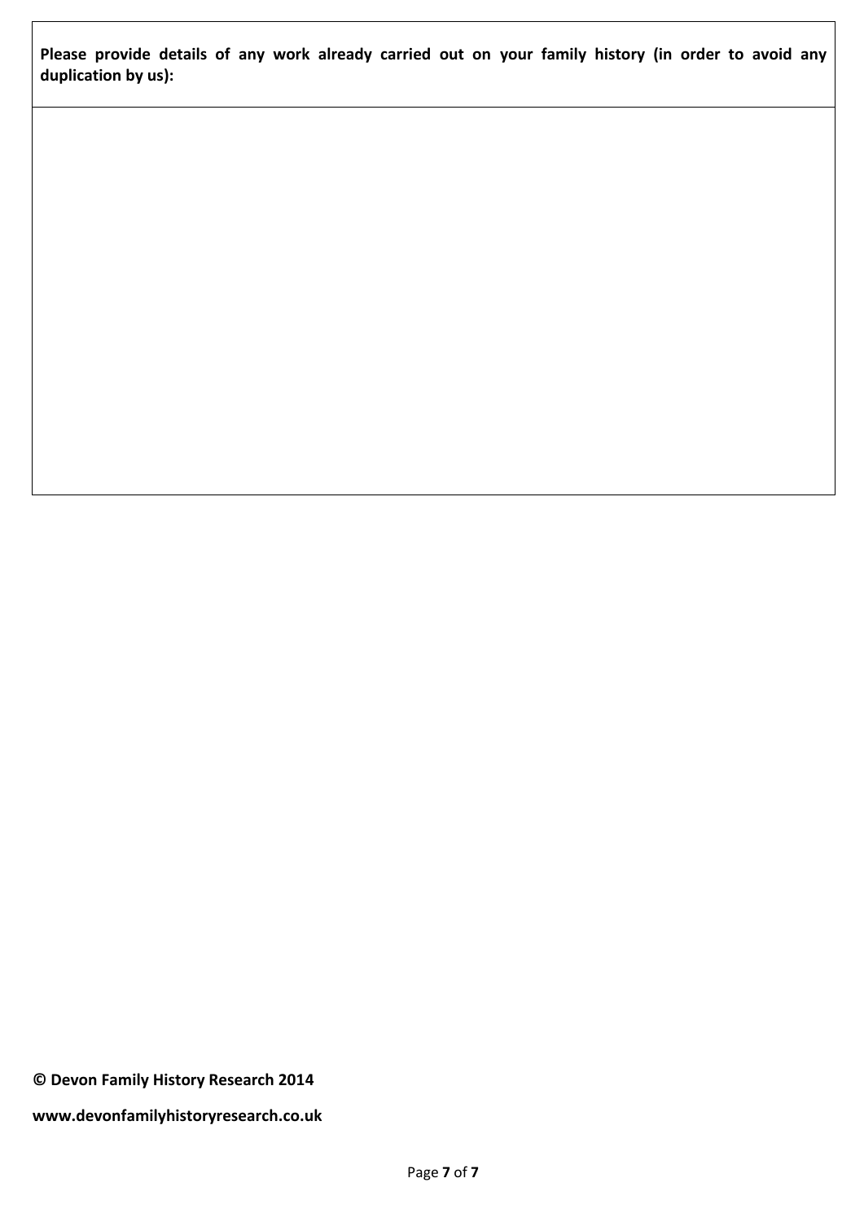| **Please provide details of any work already carried out on your family history (in order to avoid any duplication by us):** |
| --- |
| |

**© Devon Family History Research 2014**

**www.devonfamilyhistoryresearch.co.uk**